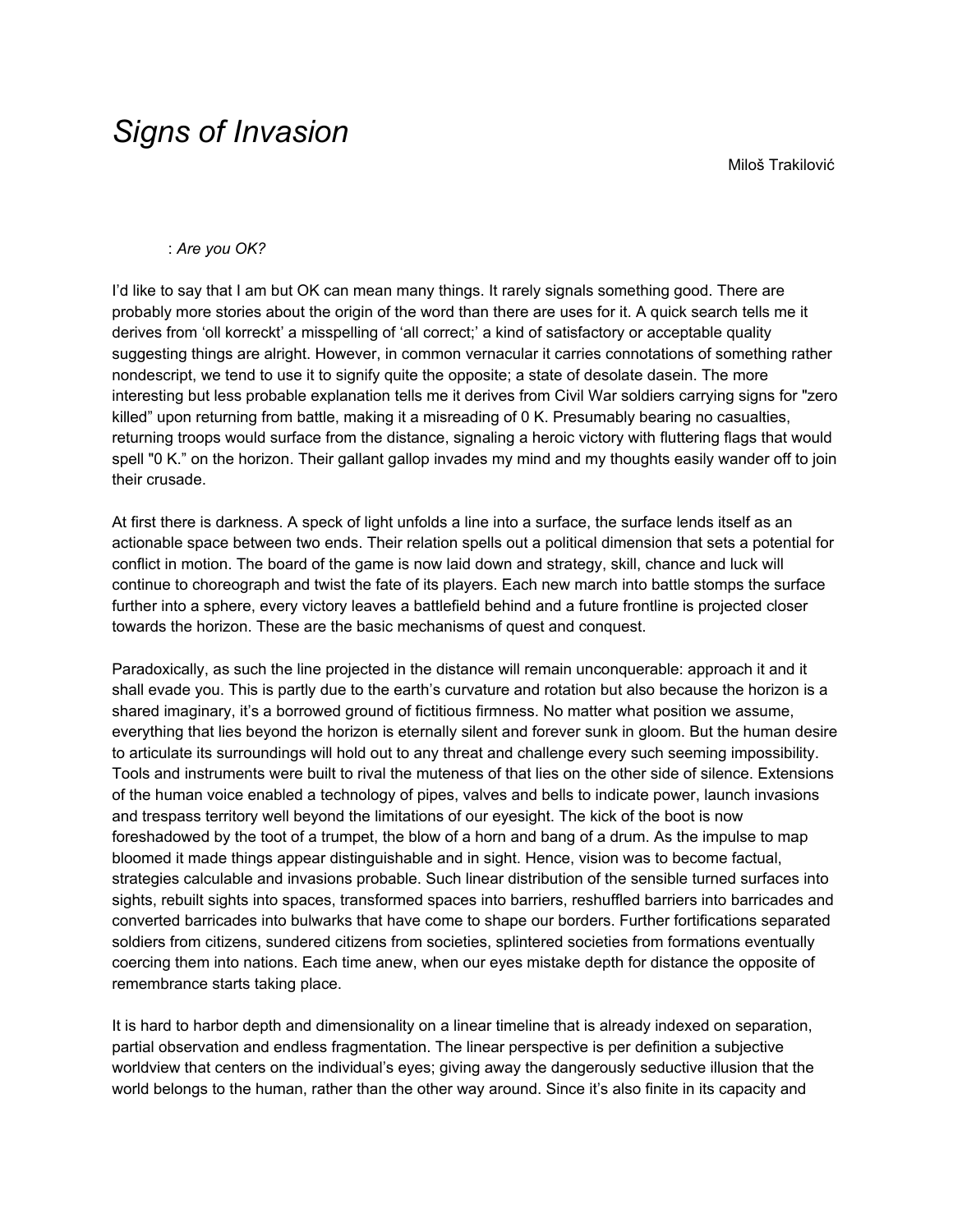# *Signs of Invasion*

Miloš Trakilović

: *Are you OK?*

I'd like to say that I am but OK can mean many things. It rarely signals something good. There are probably more stories about the origin of the word than there are uses for it. A quick search tells me it derives from 'oll korreckt' a misspelling of 'all correct;' a kind of satisfactory or acceptable quality suggesting things are alright. However, in common vernacular it carries connotations of something rather nondescript, we tend to use it to signify quite the opposite; a state of desolate dasein. The more interesting but less probable explanation tells me it derives from Civil War soldiers carrying signs for "zero killed" upon returning from battle, making it a misreading of 0 K. Presumably bearing no casualties, returning troops would surface from the distance, signaling a heroic victory with fluttering flags that would spell "0 K." on the horizon. Their gallant gallop invades my mind and my thoughts easily wander off to join their crusade.

At first there is darkness. A speck of light unfolds a line into a surface, the surface lends itself as an actionable space between two ends. Their relation spells out a political dimension that sets a potential for conflict in motion. The board of the game is now laid down and strategy, skill, chance and luck will continue to choreograph and twist the fate of its players. Each new march into battle stomps the surface further into a sphere, every victory leaves a battlefield behind and a future frontline is projected closer towards the horizon. These are the basic mechanisms of quest and conquest.

Paradoxically, as such the line projected in the distance will remain unconquerable: approach it and it shall evade you. This is partly due to the earth's curvature and rotation but also because the horizon is a shared imaginary, it's a borrowed ground of fictitious firmness. No matter what position we assume, everything that lies beyond the horizon is eternally silent and forever sunk in gloom. But the human desire to articulate its surroundings will hold out to any threat and challenge every such seeming impossibility. Tools and instruments were built to rival the muteness of that lies on the other side of silence. Extensions of the human voice enabled a technology of pipes, valves and bells to indicate power, launch invasions and trespass territory well beyond the limitations of our eyesight. The kick of the boot is now foreshadowed by the toot of a trumpet, the blow of a horn and bang of a drum. As the impulse to map bloomed it made things appear distinguishable and in sight. Hence, vision was to become factual, strategies calculable and invasions probable. Such linear distribution of the sensible turned surfaces into sights, rebuilt sights into spaces, transformed spaces into barriers, reshuffled barriers into barricades and converted barricades into bulwarks that have come to shape our borders. Further fortifications separated soldiers from citizens, sundered citizens from societies, splintered societies from formations eventually coercing them into nations. Each time anew, when our eyes mistake depth for distance the opposite of remembrance starts taking place.

It is hard to harbor depth and dimensionality on a linear timeline that is already indexed on separation, partial observation and endless fragmentation. The linear perspective is per definition a subjective worldview that centers on the individual's eyes; giving away the dangerously seductive illusion that the world belongs to the human, rather than the other way around. Since it's also finite in its capacity and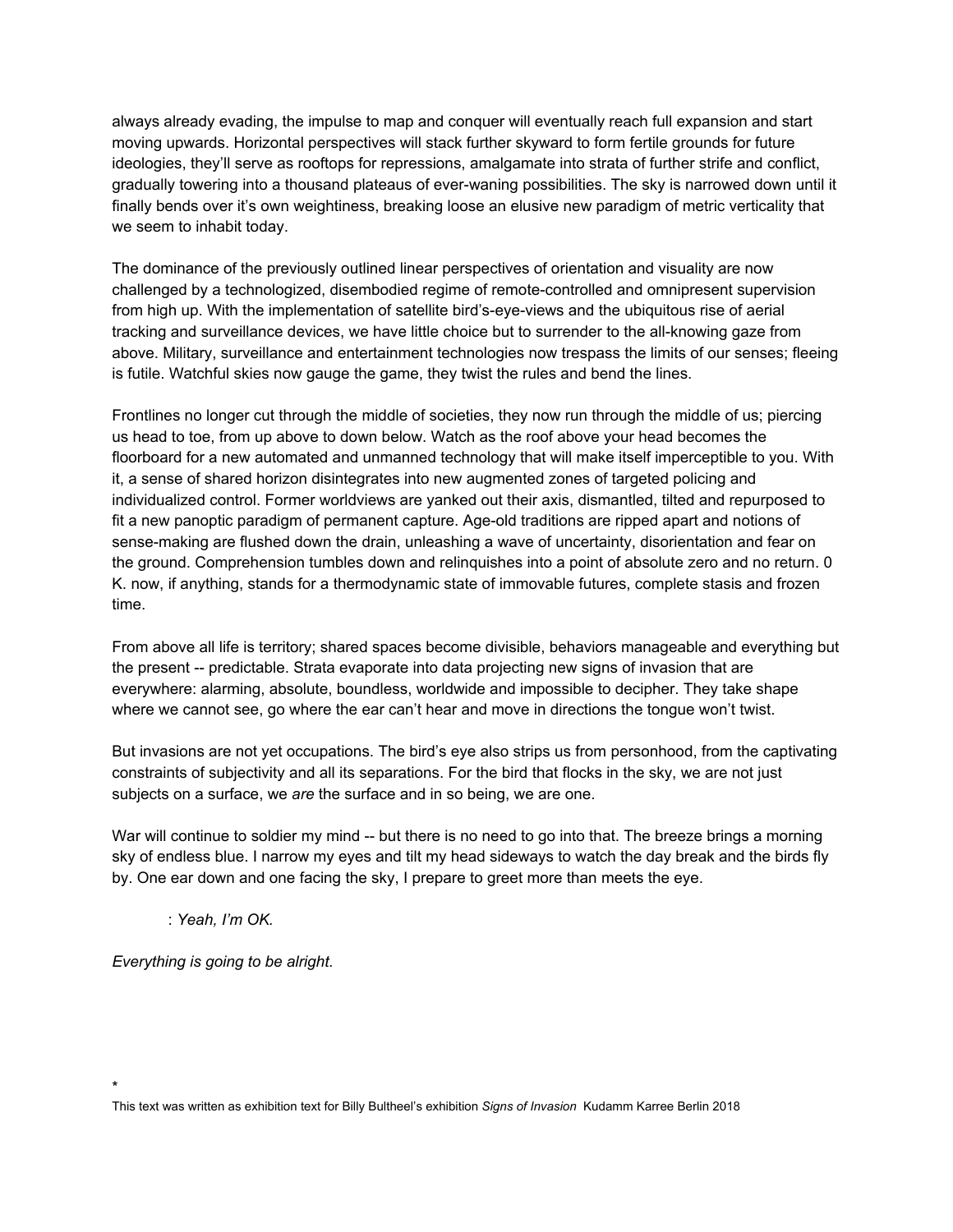always already evading, the impulse to map and conquer will eventually reach full expansion and start moving upwards. Horizontal perspectives will stack further skyward to form fertile grounds for future ideologies, they'll serve as rooftops for repressions, amalgamate into strata of further strife and conflict, gradually towering into a thousand plateaus of ever-waning possibilities. The sky is narrowed down until it finally bends over it's own weightiness, breaking loose an elusive new paradigm of metric verticality that we seem to inhabit today.

The dominance of the previously outlined linear perspectives of orientation and visuality are now challenged by a technologized, disembodied regime of remote-controlled and omnipresent supervision from high up. With the implementation of satellite bird's-eye-views and the ubiquitous rise of aerial tracking and surveillance devices, we have little choice but to surrender to the all-knowing gaze from above. Military, surveillance and entertainment technologies now trespass the limits of our senses; fleeing is futile. Watchful skies now gauge the game, they twist the rules and bend the lines.

Frontlines no longer cut through the middle of societies, they now run through the middle of us; piercing us head to toe, from up above to down below. Watch as the roof above your head becomes the floorboard for a new automated and unmanned technology that will make itself imperceptible to you. With it, a sense of shared horizon disintegrates into new augmented zones of targeted policing and individualized control. Former worldviews are yanked out their axis, dismantled, tilted and repurposed to fit a new panoptic paradigm of permanent capture. Age-old traditions are ripped apart and notions of sense-making are flushed down the drain, unleashing a wave of uncertainty, disorientation and fear on the ground. Comprehension tumbles down and relinquishes into a point of absolute zero and no return. 0 K. now, if anything, stands for a thermodynamic state of immovable futures, complete stasis and frozen time.

From above all life is territory; shared spaces become divisible, behaviors manageable and everything but the present -- predictable. Strata evaporate into data projecting new signs of invasion that are everywhere: alarming, absolute, boundless, worldwide and impossible to decipher. They take shape where we cannot see, go where the ear can't hear and move in directions the tongue won't twist.

But invasions are not yet occupations. The bird's eye also strips us from personhood, from the captivating constraints of subjectivity and all its separations. For the bird that flocks in the sky, we are not just subjects on a surface, we *are* the surface and in so being, we are one.

War will continue to soldier my mind -- but there is no need to go into that. The breeze brings a morning sky of endless blue. I narrow my eyes and tilt my head sideways to watch the day break and the birds fly by. One ear down and one facing the sky, I prepare to greet more than meets the eye.

: *Yeah, I'm OK.*

*Everything is going to be alright.*

*

This text was written as exhibition text for Billy Bultheel's exhibition *Signs of Invasion* Kudamm Karree Berlin 2018